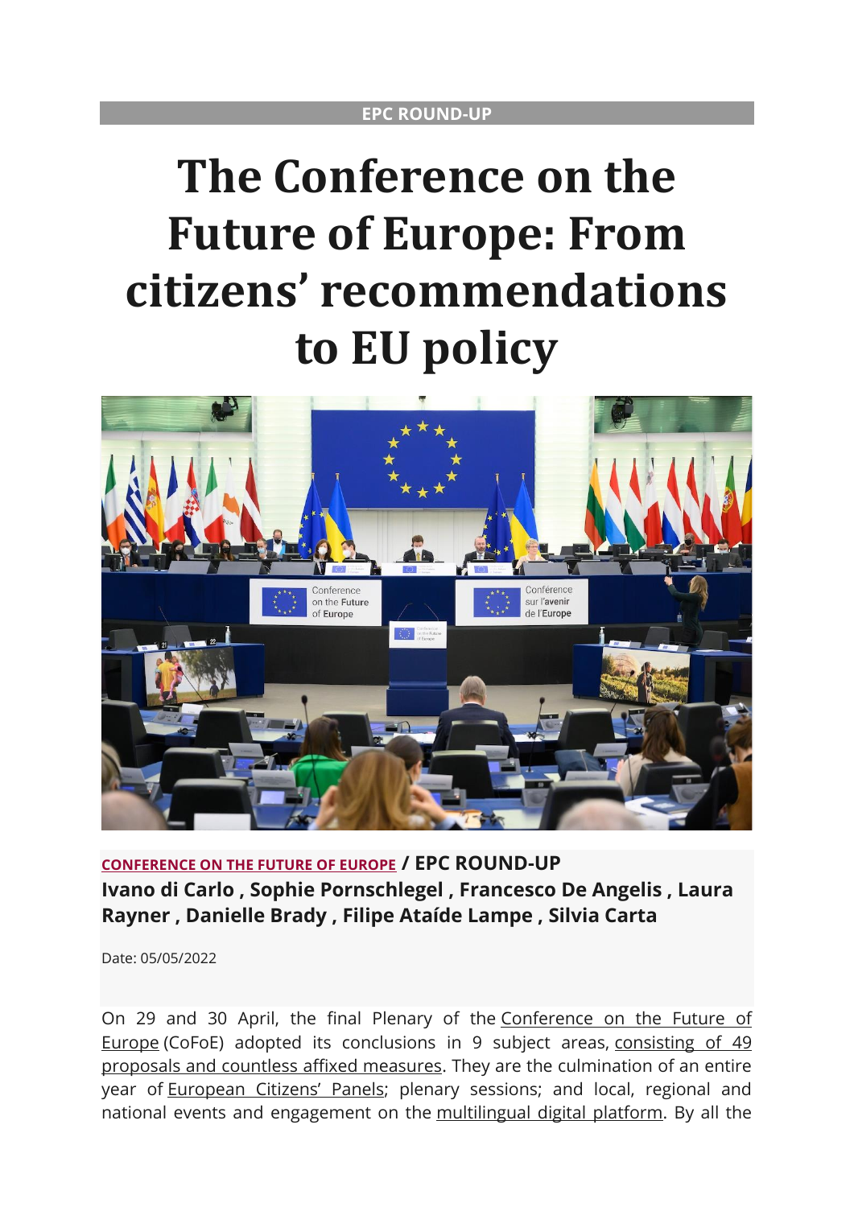EPC ROUND-UP

# The Conference on the Future of Europe: From citizens' recommendations to EU policy

CONFERENCE ON THE FUTURE OF EUROPE / **EPC ROUND-UP**

**Ivano di Carlo , Sophie Pornschlegel , Francesco De Angelis , Laura Rayner , Danielle Brady , Filipe Ataíde Lampe , Silvia Carta**

Date: 05/05/2022

On 29 and 30 April, the final Plenary of the Conference on the Future of Europe (CoFoE) adopted its conclusions in 9 subject areas, consisting of 49 proposals and countless affixed measures. They are the culmination of an entire year of European Citizens' Panels; plenary sessions; and local, regional and national events and engagement on the multilingual digital platform. By all the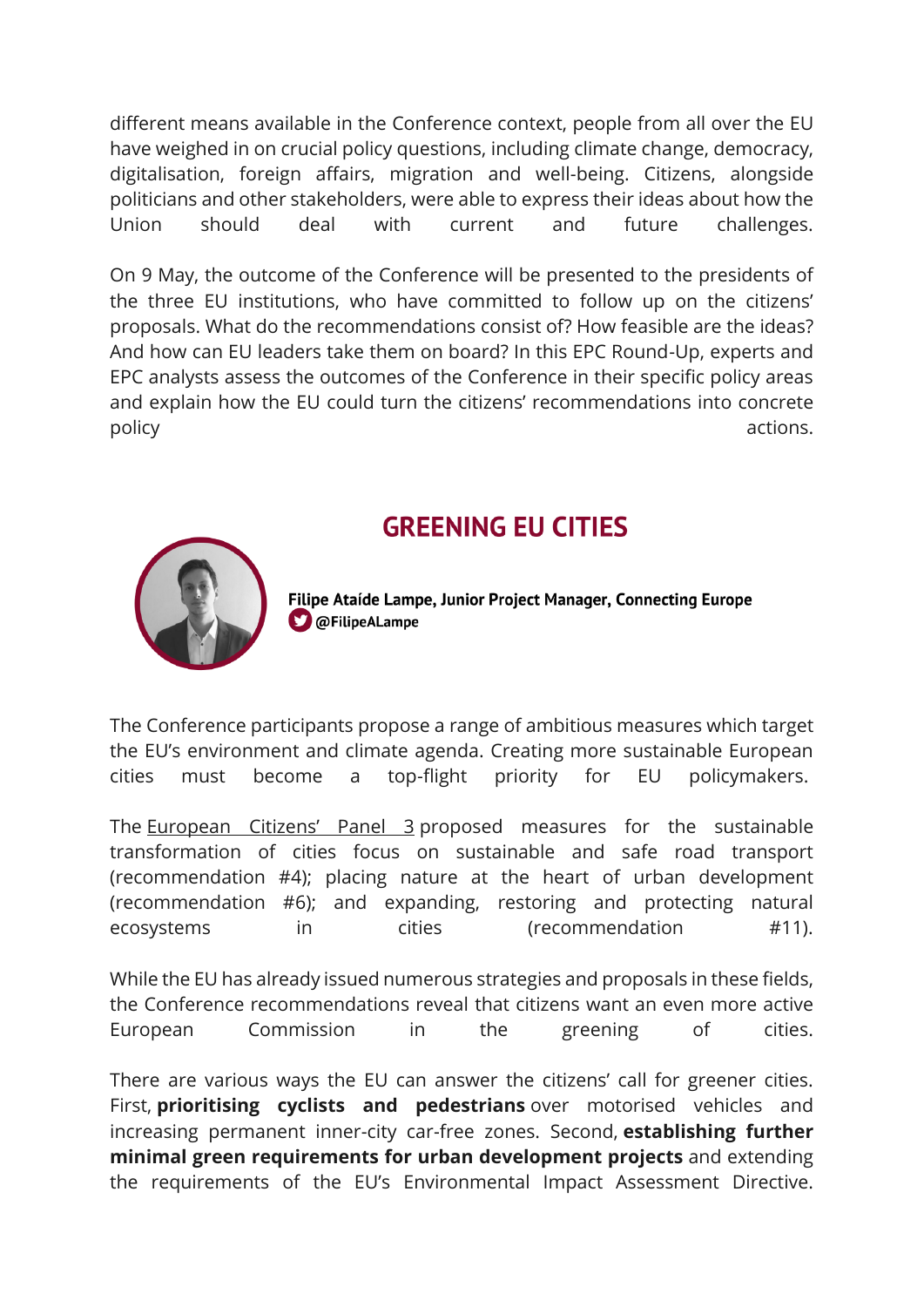different means available in the Conference context, people from all over the EU have weighed in on crucial policy questions, including climate change, democracy, digitalisation, foreign affairs, migration and well-being. Citizens, alongside politicians and other stakeholders, were able to express their ideas about how the Union should deal with current and future challenges.

On 9 May, the outcome of the Conference will be presented to the presidents of the three EU institutions, who have committed to follow up on the citizens' proposals. What do the recommendations consist of? How feasible are the ideas? And how can EU leaders take them on board? In this EPC Round-Up, experts and EPC analysts assess the outcomes of the Conference in their specific policy areas and explain how the EU could turn the citizens' recommendations into concrete policy actions.

## GREENING EU CITIES

**Filipe Ataíde Lampe, Junior Project Manager, Connecting Europe**
**@FilipeALampe**

The Conference participants propose a range of ambitious measures which target the EU's environment and climate agenda. Creating more sustainable European cities must become a top-flight priority for EU policymakers.

The European Citizens' Panel 3 proposed measures for the sustainable transformation of cities focus on sustainable and safe road transport (recommendation #4); placing nature at the heart of urban development (recommendation #6); and expanding, restoring and protecting natural ecosystems in cities (recommendation #11).

While the EU has already issued numerous strategies and proposals in these fields, the Conference recommendations reveal that citizens want an even more active European Commission in the greening of cities.

There are various ways the EU can answer the citizens' call for greener cities. First, **prioritising cyclists and pedestrians** over motorised vehicles and increasing permanent inner-city car-free zones. Second, **establishing further minimal green requirements for urban development projects** and extending the requirements of the EU's Environmental Impact Assessment Directive.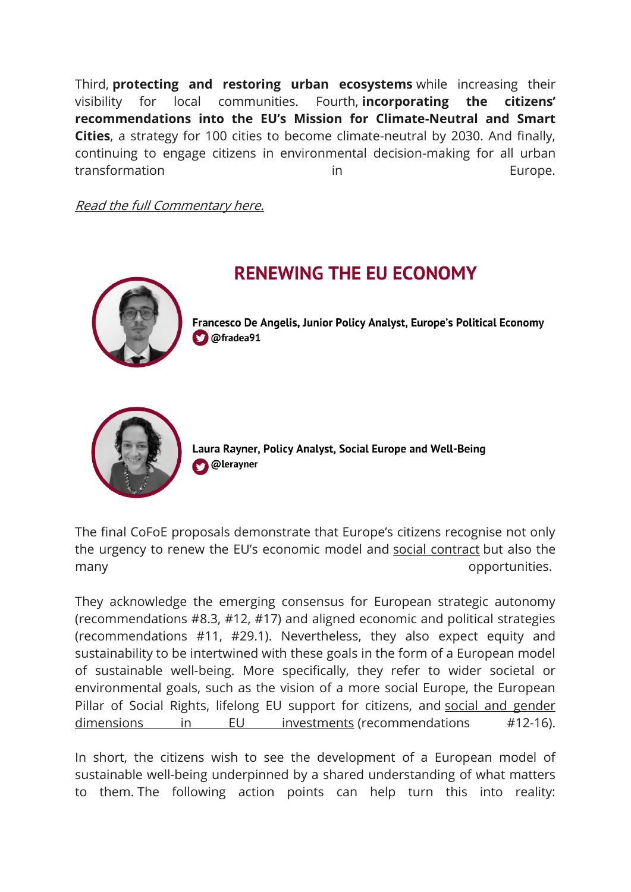Third, **protecting and restoring urban ecosystems** while increasing their visibility for local communities. Fourth, **incorporating the citizens' recommendations into the EU's Mission for Climate-Neutral and Smart Cities**, a strategy for 100 cities to become climate-neutral by 2030. And finally, continuing to engage citizens in environmental decision-making for all urban transformation in Europe.

*Read the full Commentary here.*

## RENEWING THE EU ECONOMY

**Francesco De Angelis, Junior Policy Analyst, Europe's Political Economy**
**@fradea91**

**Laura Rayner, Policy Analyst, Social Europe and Well-Being**
**@lerayner**

The final CoFoE proposals demonstrate that Europe's citizens recognise not only the urgency to renew the EU's economic model and social contract but also the many opportunities.

They acknowledge the emerging consensus for European strategic autonomy (recommendations #8.3, #12, #17) and aligned economic and political strategies (recommendations #11, #29.1). Nevertheless, they also expect equity and sustainability to be intertwined with these goals in the form of a European model of sustainable well-being. More specifically, they refer to wider societal or environmental goals, such as the vision of a more social Europe, the European Pillar of Social Rights, lifelong EU support for citizens, and social and gender dimensions in EU investments (recommendations #12-16).

In short, the citizens wish to see the development of a European model of sustainable well-being underpinned by a shared understanding of what matters to them. The following action points can help turn this into reality: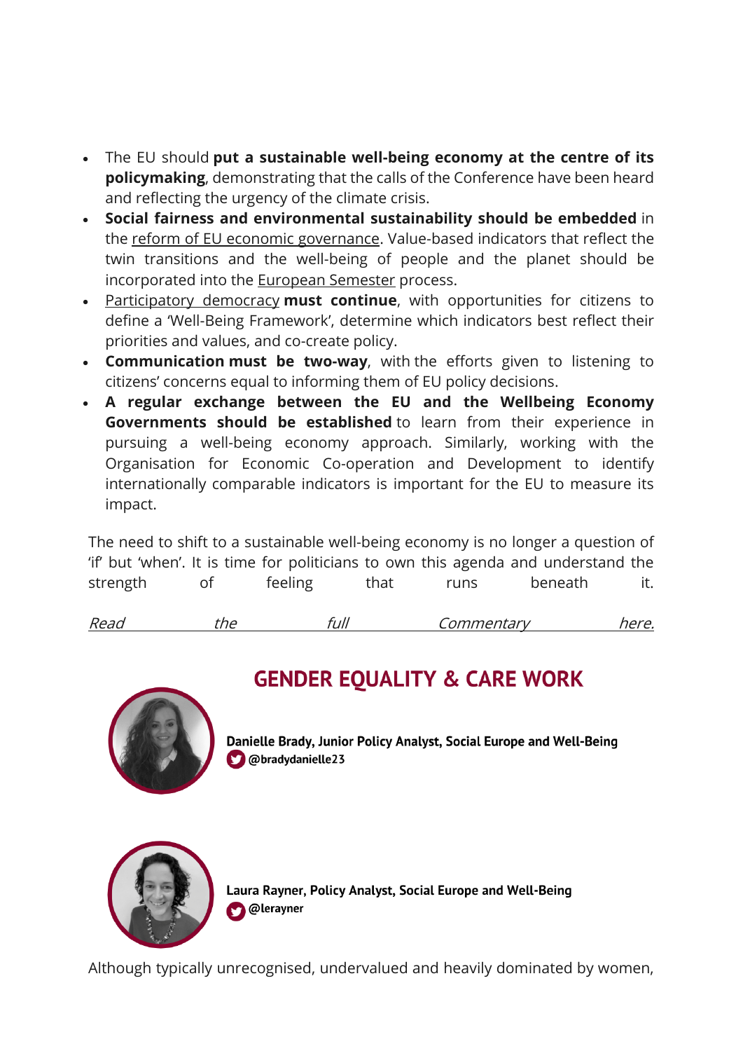- The EU should **put a sustainable well-being economy at the centre of its policymaking**, demonstrating that the calls of the Conference have been heard and reflecting the urgency of the climate crisis.
- **Social fairness and environmental sustainability should be embedded** in the reform of EU economic governance. Value-based indicators that reflect the twin transitions and the well-being of people and the planet should be incorporated into the European Semester process.
- Participatory democracy **must continue**, with opportunities for citizens to define a 'Well-Being Framework', determine which indicators best reflect their priorities and values, and co-create policy.
- **Communication must be two-way**, with the efforts given to listening to citizens' concerns equal to informing them of EU policy decisions.
- **A regular exchange between the EU and the Wellbeing Economy Governments should be established** to learn from their experience in pursuing a well-being economy approach. Similarly, working with the Organisation for Economic Co-operation and Development to identify internationally comparable indicators is important for the EU to measure its impact.

The need to shift to a sustainable well-being economy is no longer a question of 'if' but 'when'. It is time for politicians to own this agenda and understand the strength of feeling that runs beneath it.

*Read the full Commentary here.*

## GENDER EQUALITY & CARE WORK

**Danielle Brady, Junior Policy Analyst, Social Europe and Well-Being**
**@bradydanielle23**

**Laura Rayner, Policy Analyst, Social Europe and Well-Being**
**@lerayner**

Although typically unrecognised, undervalued and heavily dominated by women,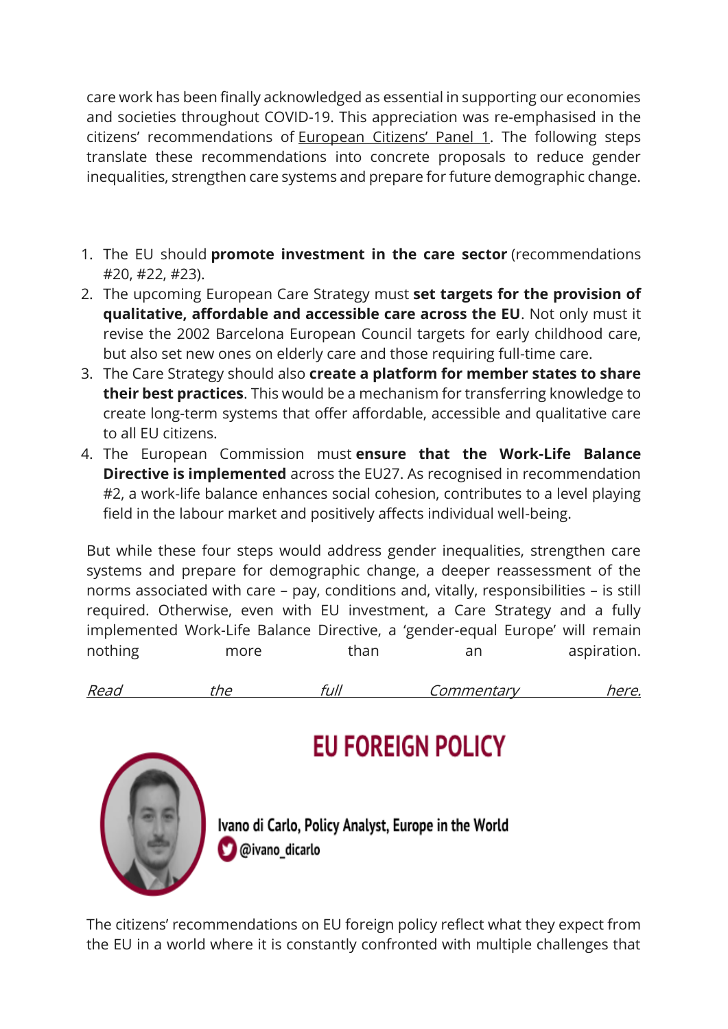care work has been finally acknowledged as essential in supporting our economies and societies throughout COVID-19. This appreciation was re-emphasised in the citizens' recommendations of European Citizens' Panel 1. The following steps translate these recommendations into concrete proposals to reduce gender inequalities, strengthen care systems and prepare for future demographic change.

1. The EU should **promote investment in the care sector** (recommendations #20, #22, #23).
2. The upcoming European Care Strategy must **set targets for the provision of qualitative, affordable and accessible care across the EU**. Not only must it revise the 2002 Barcelona European Council targets for early childhood care, but also set new ones on elderly care and those requiring full-time care.
3. The Care Strategy should also **create a platform for member states to share their best practices**. This would be a mechanism for transferring knowledge to create long-term systems that offer affordable, accessible and qualitative care to all EU citizens.
4. The European Commission must **ensure that the Work-Life Balance Directive is implemented** across the EU27. As recognised in recommendation #2, a work-life balance enhances social cohesion, contributes to a level playing field in the labour market and positively affects individual well-being.

But while these four steps would address gender inequalities, strengthen care systems and prepare for demographic change, a deeper reassessment of the norms associated with care – pay, conditions and, vitally, responsibilities – is still required. Otherwise, even with EU investment, a Care Strategy and a fully implemented Work-Life Balance Directive, a 'gender-equal Europe' will remain nothing more than an aspiration.

*Read the full Commentary here.*

## EU FOREIGN POLICY

**Ivano di Carlo, Policy Analyst, Europe in the World**
@ivano_dicarlo

The citizens' recommendations on EU foreign policy reflect what they expect from the EU in a world where it is constantly confronted with multiple challenges that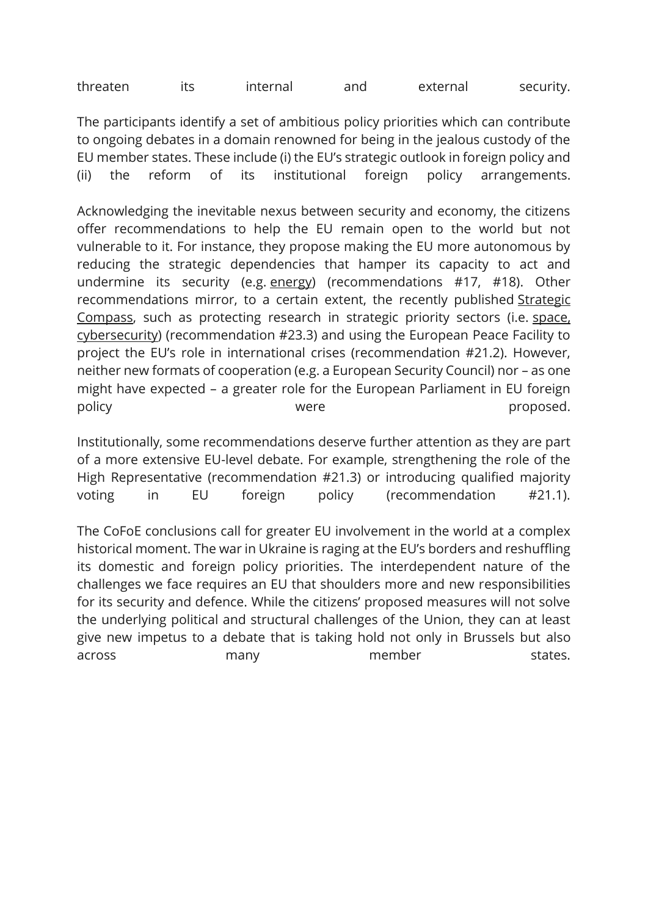threaten its internal and external security.

The participants identify a set of ambitious policy priorities which can contribute to ongoing debates in a domain renowned for being in the jealous custody of the EU member states. These include (i) the EU's strategic outlook in foreign policy and (ii) the reform of its institutional foreign policy arrangements.

Acknowledging the inevitable nexus between security and economy, the citizens offer recommendations to help the EU remain open to the world but not vulnerable to it. For instance, they propose making the EU more autonomous by reducing the strategic dependencies that hamper its capacity to act and undermine its security (e.g. energy) (recommendations #17, #18). Other recommendations mirror, to a certain extent, the recently published Strategic Compass, such as protecting research in strategic priority sectors (i.e. space, cybersecurity) (recommendation #23.3) and using the European Peace Facility to project the EU's role in international crises (recommendation #21.2). However, neither new formats of cooperation (e.g. a European Security Council) nor – as one might have expected – a greater role for the European Parliament in EU foreign policy were proposed.

Institutionally, some recommendations deserve further attention as they are part of a more extensive EU-level debate. For example, strengthening the role of the High Representative (recommendation #21.3) or introducing qualified majority voting in EU foreign policy (recommendation #21.1).

The CoFoE conclusions call for greater EU involvement in the world at a complex historical moment. The war in Ukraine is raging at the EU's borders and reshuffling its domestic and foreign policy priorities. The interdependent nature of the challenges we face requires an EU that shoulders more and new responsibilities for its security and defence. While the citizens' proposed measures will not solve the underlying political and structural challenges of the Union, they can at least give new impetus to a debate that is taking hold not only in Brussels but also across many member states.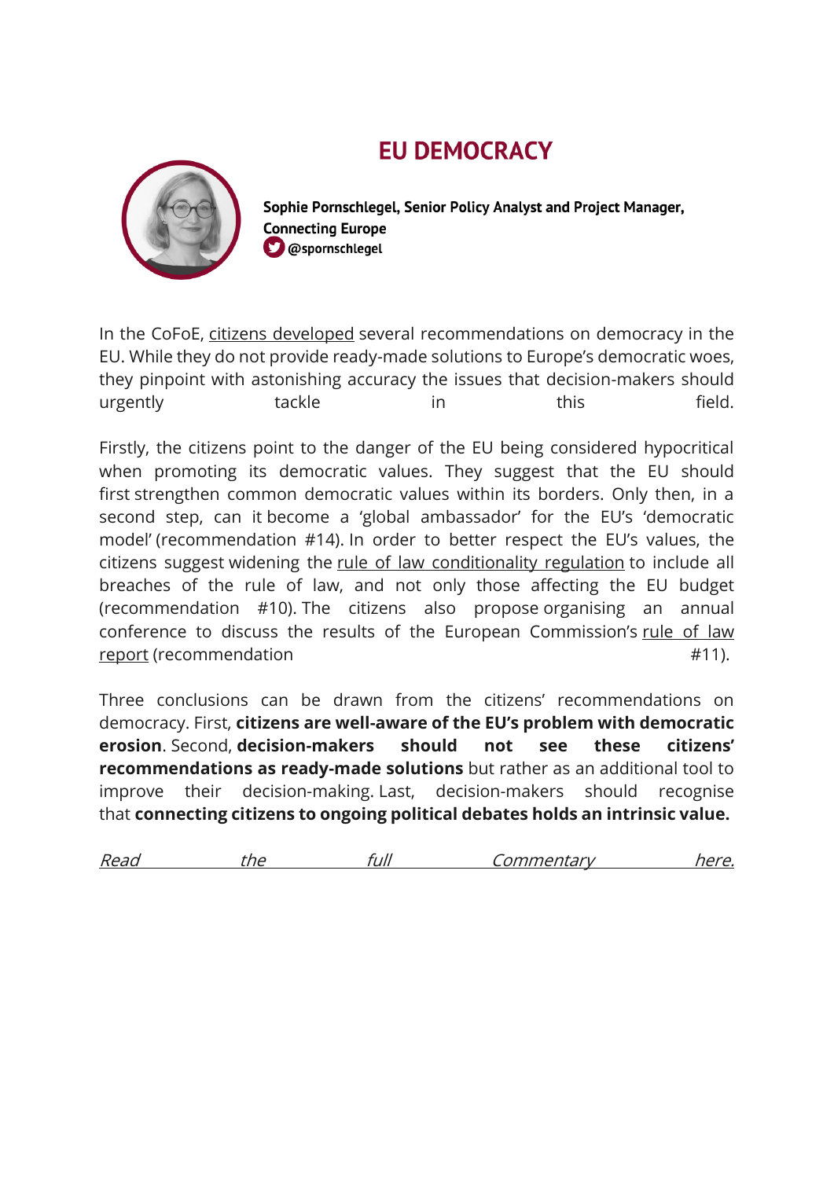# EU DEMOCRACY

**Sophie Pornschlegel, Senior Policy Analyst and Project Manager, Connecting Europe**
**@spornschlegel**

In the CoFoE, citizens developed several recommendations on democracy in the EU. While they do not provide ready-made solutions to Europe's democratic woes, they pinpoint with astonishing accuracy the issues that decision-makers should urgently tackle in this field.

Firstly, the citizens point to the danger of the EU being considered hypocritical when promoting its democratic values. They suggest that the EU should first strengthen common democratic values within its borders. Only then, in a second step, can it become a 'global ambassador' for the EU's 'democratic model' (recommendation #14). In order to better respect the EU's values, the citizens suggest widening the rule of law conditionality regulation to include all breaches of the rule of law, and not only those affecting the EU budget (recommendation #10). The citizens also propose organising an annual conference to discuss the results of the European Commission's rule of law report (recommendation #11).

Three conclusions can be drawn from the citizens' recommendations on democracy. First, **citizens are well-aware of the EU's problem with democratic erosion**. Second, **decision-makers should not see these citizens' recommendations as ready-made solutions** but rather as an additional tool to improve their decision-making. Last, decision-makers should recognise that **connecting citizens to ongoing political debates holds an intrinsic value.**

*Read the full Commentary here.*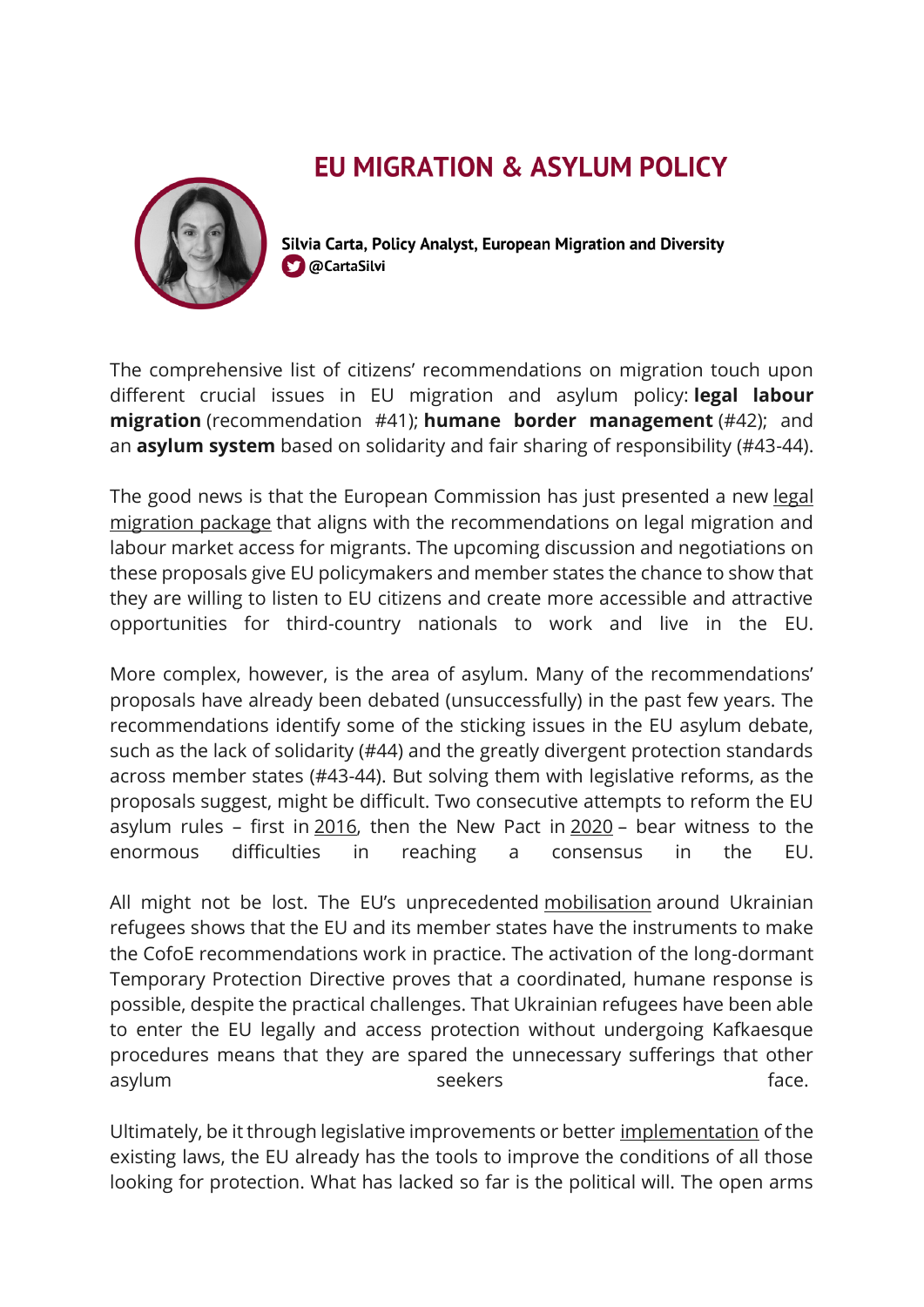# EU MIGRATION & ASYLUM POLICY

**Silvia Carta, Policy Analyst, European Migration and Diversity**
**@CartaSilvi**

The comprehensive list of citizens' recommendations on migration touch upon different crucial issues in EU migration and asylum policy: **legal labour migration** (recommendation #41); **humane border management** (#42); and an **asylum system** based on solidarity and fair sharing of responsibility (#43-44).

The good news is that the European Commission has just presented a new legal migration package that aligns with the recommendations on legal migration and labour market access for migrants. The upcoming discussion and negotiations on these proposals give EU policymakers and member states the chance to show that they are willing to listen to EU citizens and create more accessible and attractive opportunities for third-country nationals to work and live in the EU.

More complex, however, is the area of asylum. Many of the recommendations' proposals have already been debated (unsuccessfully) in the past few years. The recommendations identify some of the sticking issues in the EU asylum debate, such as the lack of solidarity (#44) and the greatly divergent protection standards across member states (#43-44). But solving them with legislative reforms, as the proposals suggest, might be difficult. Two consecutive attempts to reform the EU asylum rules – first in 2016, then the New Pact in 2020 – bear witness to the enormous difficulties in reaching a consensus in the EU.

All might not be lost. The EU's unprecedented mobilisation around Ukrainian refugees shows that the EU and its member states have the instruments to make the CofoE recommendations work in practice. The activation of the long-dormant Temporary Protection Directive proves that a coordinated, humane response is possible, despite the practical challenges. That Ukrainian refugees have been able to enter the EU legally and access protection without undergoing Kafkaesque procedures means that they are spared the unnecessary sufferings that other asylum seekers face.

Ultimately, be it through legislative improvements or better implementation of the existing laws, the EU already has the tools to improve the conditions of all those looking for protection. What has lacked so far is the political will. The open arms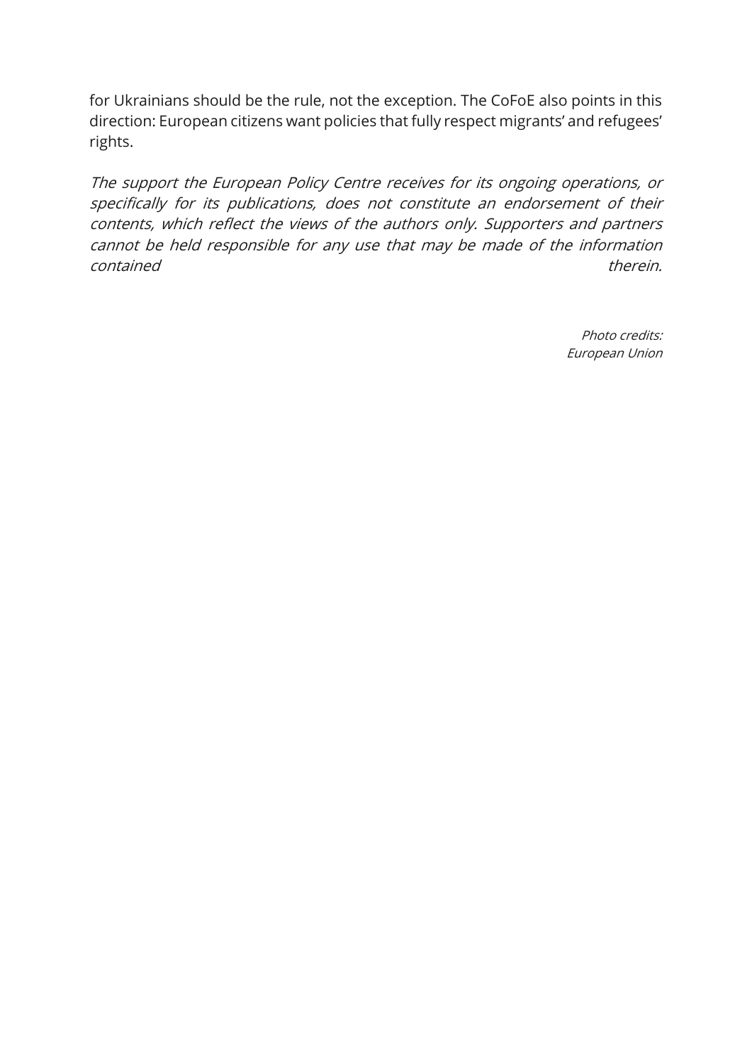for Ukrainians should be the rule, not the exception. The CoFoE also points in this direction: European citizens want policies that fully respect migrants' and refugees' rights.

*The support the European Policy Centre receives for its ongoing operations, or specifically for its publications, does not constitute an endorsement of their contents, which reflect the views of the authors only. Supporters and partners cannot be held responsible for any use that may be made of the information contained therein.*

*Photo credits:*
*European Union*